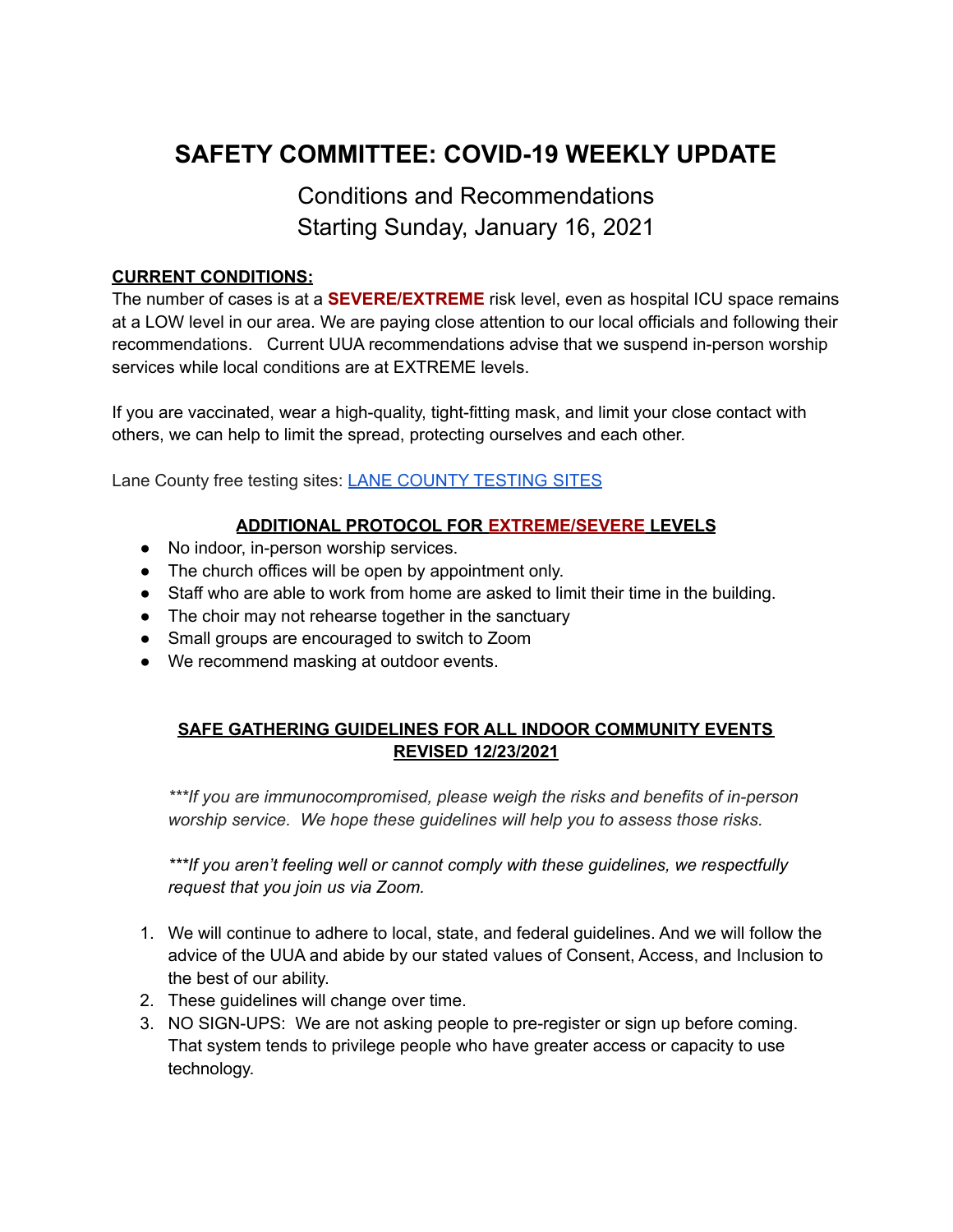# SAFETY COMMITTEE: COVID-19 WEEKLY UPDATE

Conditions and Recommendations
Starting Sunday, January 16, 2021

**CURRENT CONDITIONS:**

The number of cases is at a **SEVERE/EXTREME** risk level, even as hospital ICU space remains at a LOW level in our area. We are paying close attention to our local officials and following their recommendations. Current UUA recommendations advise that we suspend in-person worship services while local conditions are at EXTREME levels.

If you are vaccinated, wear a high-quality, tight-fitting mask, and limit your close contact with others, we can help to limit the spread, protecting ourselves and each other.

Lane County free testing sites: [LANE COUNTY TESTING SITES]

**ADDITIONAL PROTOCOL FOR EXTREME/SEVERE LEVELS**

- No indoor, in-person worship services.
- The church offices will be open by appointment only.
- Staff who are able to work from home are asked to limit their time in the building.
- The choir may not rehearse together in the sanctuary
- Small groups are encouraged to switch to Zoom
- We recommend masking at outdoor events.

**SAFE GATHERING GUIDELINES FOR ALL INDOOR COMMUNITY EVENTS REVISED 12/23/2021**

*\*\*\*If you are immunocompromised, please weigh the risks and benefits of in-person worship service. We hope these guidelines will help you to assess those risks.*

*\*\*\*If you aren't feeling well or cannot comply with these guidelines, we respectfully request that you join us via Zoom.*

1. We will continue to adhere to local, state, and federal guidelines. And we will follow the advice of the UUA and abide by our stated values of Consent, Access, and Inclusion to the best of our ability.
2. These guidelines will change over time.
3. NO SIGN-UPS: We are not asking people to pre-register or sign up before coming. That system tends to privilege people who have greater access or capacity to use technology.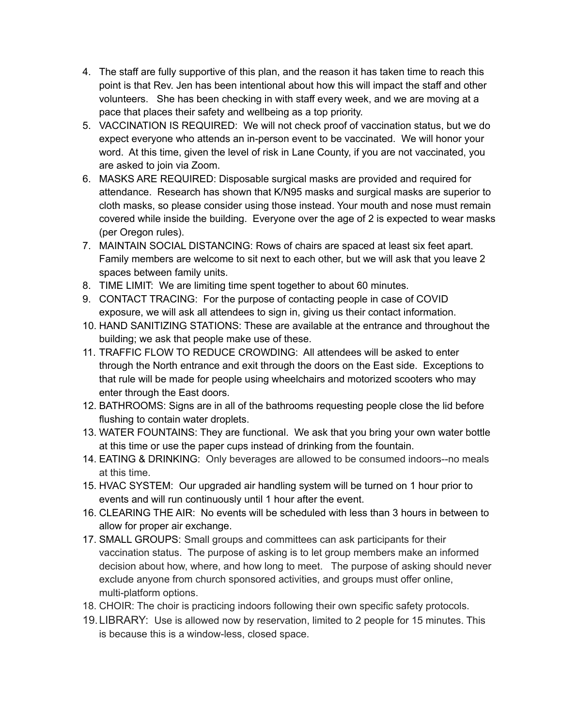4. The staff are fully supportive of this plan, and the reason it has taken time to reach this point is that Rev. Jen has been intentional about how this will impact the staff and other volunteers. She has been checking in with staff every week, and we are moving at a pace that places their safety and wellbeing as a top priority.
5. VACCINATION IS REQUIRED: We will not check proof of vaccination status, but we do expect everyone who attends an in-person event to be vaccinated. We will honor your word. At this time, given the level of risk in Lane County, if you are not vaccinated, you are asked to join via Zoom.
6. MASKS ARE REQUIRED: Disposable surgical masks are provided and required for attendance. Research has shown that K/N95 masks and surgical masks are superior to cloth masks, so please consider using those instead. Your mouth and nose must remain covered while inside the building. Everyone over the age of 2 is expected to wear masks (per Oregon rules).
7. MAINTAIN SOCIAL DISTANCING: Rows of chairs are spaced at least six feet apart. Family members are welcome to sit next to each other, but we will ask that you leave 2 spaces between family units.
8. TIME LIMIT: We are limiting time spent together to about 60 minutes.
9. CONTACT TRACING: For the purpose of contacting people in case of COVID exposure, we will ask all attendees to sign in, giving us their contact information.
10. HAND SANITIZING STATIONS: These are available at the entrance and throughout the building; we ask that people make use of these.
11. TRAFFIC FLOW TO REDUCE CROWDING: All attendees will be asked to enter through the North entrance and exit through the doors on the East side. Exceptions to that rule will be made for people using wheelchairs and motorized scooters who may enter through the East doors.
12. BATHROOMS: Signs are in all of the bathrooms requesting people close the lid before flushing to contain water droplets.
13. WATER FOUNTAINS: They are functional. We ask that you bring your own water bottle at this time or use the paper cups instead of drinking from the fountain.
14. EATING & DRINKING: Only beverages are allowed to be consumed indoors--no meals at this time.
15. HVAC SYSTEM: Our upgraded air handling system will be turned on 1 hour prior to events and will run continuously until 1 hour after the event.
16. CLEARING THE AIR: No events will be scheduled with less than 3 hours in between to allow for proper air exchange.
17. SMALL GROUPS: Small groups and committees can ask participants for their vaccination status. The purpose of asking is to let group members make an informed decision about how, where, and how long to meet. The purpose of asking should never exclude anyone from church sponsored activities, and groups must offer online, multi-platform options.
18. CHOIR: The choir is practicing indoors following their own specific safety protocols.
19. LIBRARY: Use is allowed now by reservation, limited to 2 people for 15 minutes. This is because this is a window-less, closed space.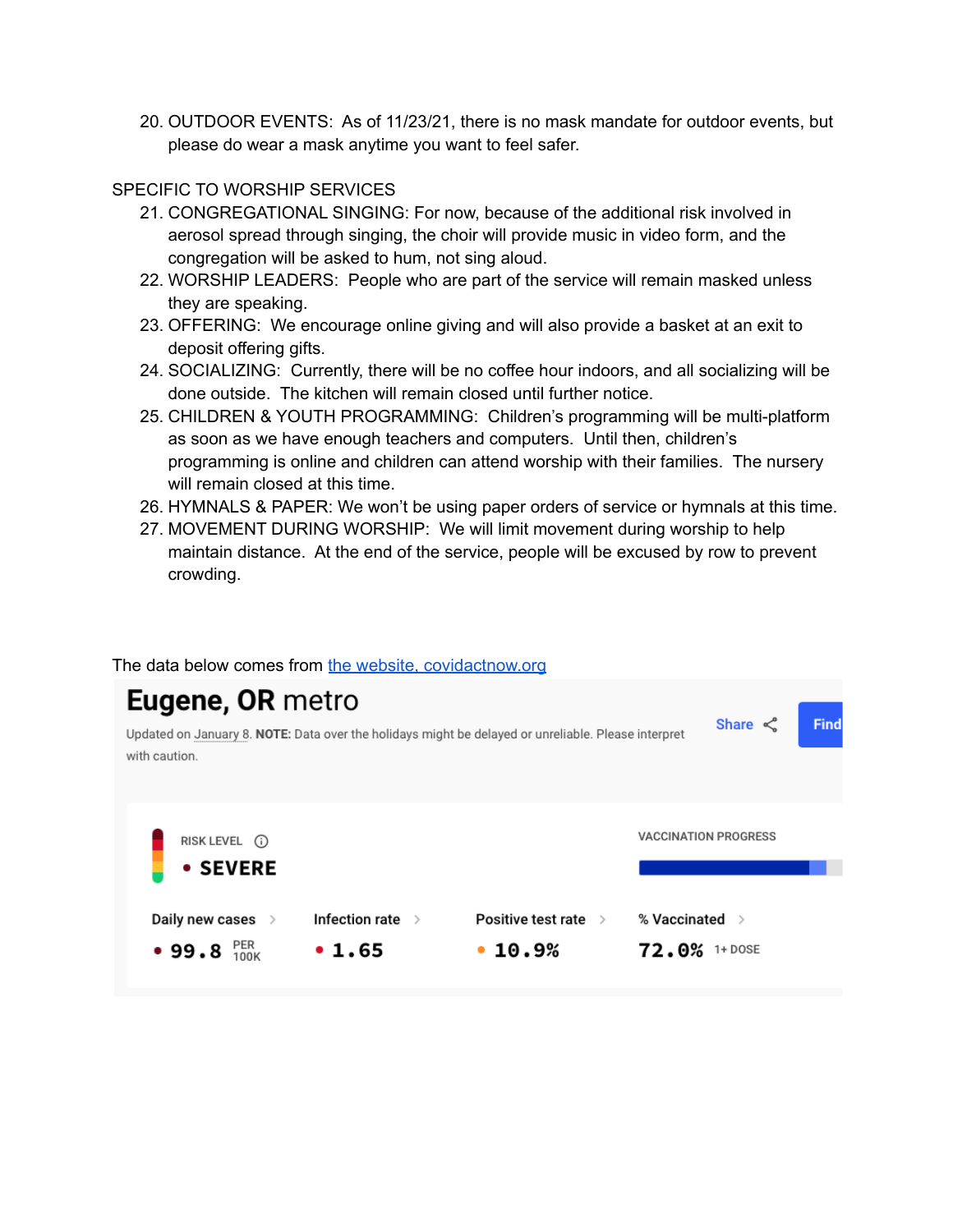20. OUTDOOR EVENTS: As of 11/23/21, there is no mask mandate for outdoor events, but please do wear a mask anytime you want to feel safer.

SPECIFIC TO WORSHIP SERVICES

21. CONGREGATIONAL SINGING: For now, because of the additional risk involved in aerosol spread through singing, the choir will provide music in video form, and the congregation will be asked to hum, not sing aloud.
22. WORSHIP LEADERS: People who are part of the service will remain masked unless they are speaking.
23. OFFERING: We encourage online giving and will also provide a basket at an exit to deposit offering gifts.
24. SOCIALIZING: Currently, there will be no coffee hour indoors, and all socializing will be done outside. The kitchen will remain closed until further notice.
25. CHILDREN & YOUTH PROGRAMMING: Children's programming will be multi-platform as soon as we have enough teachers and computers. Until then, children's programming is online and children can attend worship with their families. The nursery will remain closed at this time.
26. HYMNALS & PAPER: We won't be using paper orders of service or hymnals at this time.
27. MOVEMENT DURING WORSHIP: We will limit movement during worship to help maintain distance. At the end of the service, people will be excused by row to prevent crowding.

The data below comes from [the website, covidactnow.org](https://covidactnow.org)

# Eugene, OR metro

Updated on January 8. **NOTE:** Data over the holidays might be delayed or unreliable. Please interpret with caution.

Share | Find

RISK LEVEL
• **SEVERE**

VACCINATION PROGRESS

| Daily new cases | Infection rate | Positive test rate | % Vaccinated |
|---|---|---|---|
| • 99.8 PER 100K | • 1.65 | • 10.9% | 72.0% 1+ DOSE |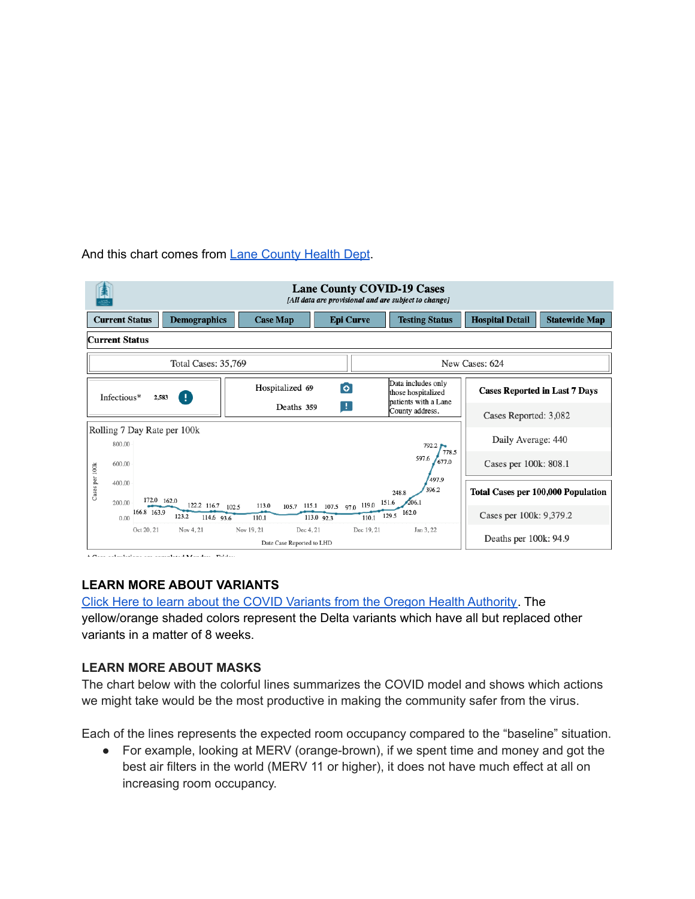And this chart comes from Lane County Health Dept.

# Lane County COVID-19 Cases

*[All data are provisional and are subject to change]*

Current Status | Demographics | Case Map | Epi Curve | Testing Status | Hospital Detail | Statewide Map

**Current Status**

Total Cases: 35,769

New Cases: 624

Infectious* 2,583

Hospitalized 69

Deaths 359

Data includes only those hospitalized patients with a Lane County address.

**Cases Reported in Last 7 Days**

Cases Reported: 3,082

Daily Average: 440

Cases per 100k: 808.1

**Total Cases per 100,000 Population**

Cases per 100k: 9,379.2

Deaths per 100k: 94.9

Rolling 7 Day Rate per 100k

Cases per 100k: 0.00, 200.00, 400.00, 600.00, 800.00

172.0, 166.8, 162.0, 163.9, 123.2, 122.2, 116.7, 114.6, 102.5, 93.6, 113.0, 110.1, 105.7, 115.1, 113.0, 107.5, 92.3, 97.0, 119.0, 110.1, 151.6, 129.5, 248.8, 162.0, 206.1, 396.2, 497.9, 597.6, 677.0, 792.2, 778.5

Oct 20, 21 | Nov 4, 21 | Nov 19, 21 | Dec 4, 21 | Dec 19, 21 | Jan 3, 22

Date Case Reported to LHD

### LEARN MORE ABOUT VARIANTS

Click Here to learn about the COVID Variants from the Oregon Health Authority. The yellow/orange shaded colors represent the Delta variants which have all but replaced other variants in a matter of 8 weeks.

### LEARN MORE ABOUT MASKS

The chart below with the colorful lines summarizes the COVID model and shows which actions we might take would be the most productive in making the community safer from the virus.

Each of the lines represents the expected room occupancy compared to the "baseline" situation.

- For example, looking at MERV (orange-brown), if we spent time and money and got the best air filters in the world (MERV 11 or higher), it does not have much effect at all on increasing room occupancy.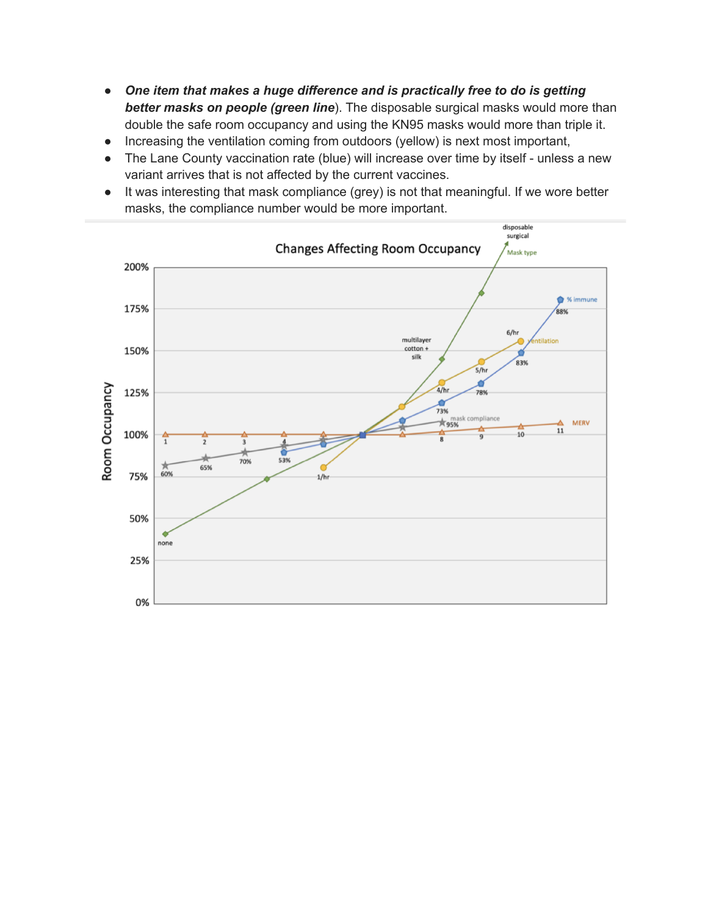- ***One item that makes a huge difference and is practically free to do is getting better masks on people (green line)***. The disposable surgical masks would more than double the safe room occupancy and using the KN95 masks would more than triple it.
- Increasing the ventilation coming from outdoors (yellow) is next most important,
- The Lane County vaccination rate (blue) will increase over time by itself - unless a new variant arrives that is not affected by the current vaccines.
- It was interesting that mask compliance (grey) is not that meaningful. If we wore better masks, the compliance number would be more important.

Changes Affecting Room Occupancy

Room Occupancy

200%
175%
150%
125%
100%
75%
50%
25%
0%

disposable surgical
Mask type
multilayer cotton + silk
none

% immune
53%
73%
78%
83%
88%

ventilation
1/hr
4/hr
5/hr
6/hr

mask compliance
60%
65%
70%
95%

MERV
1
2
3
4
8
9
10
11